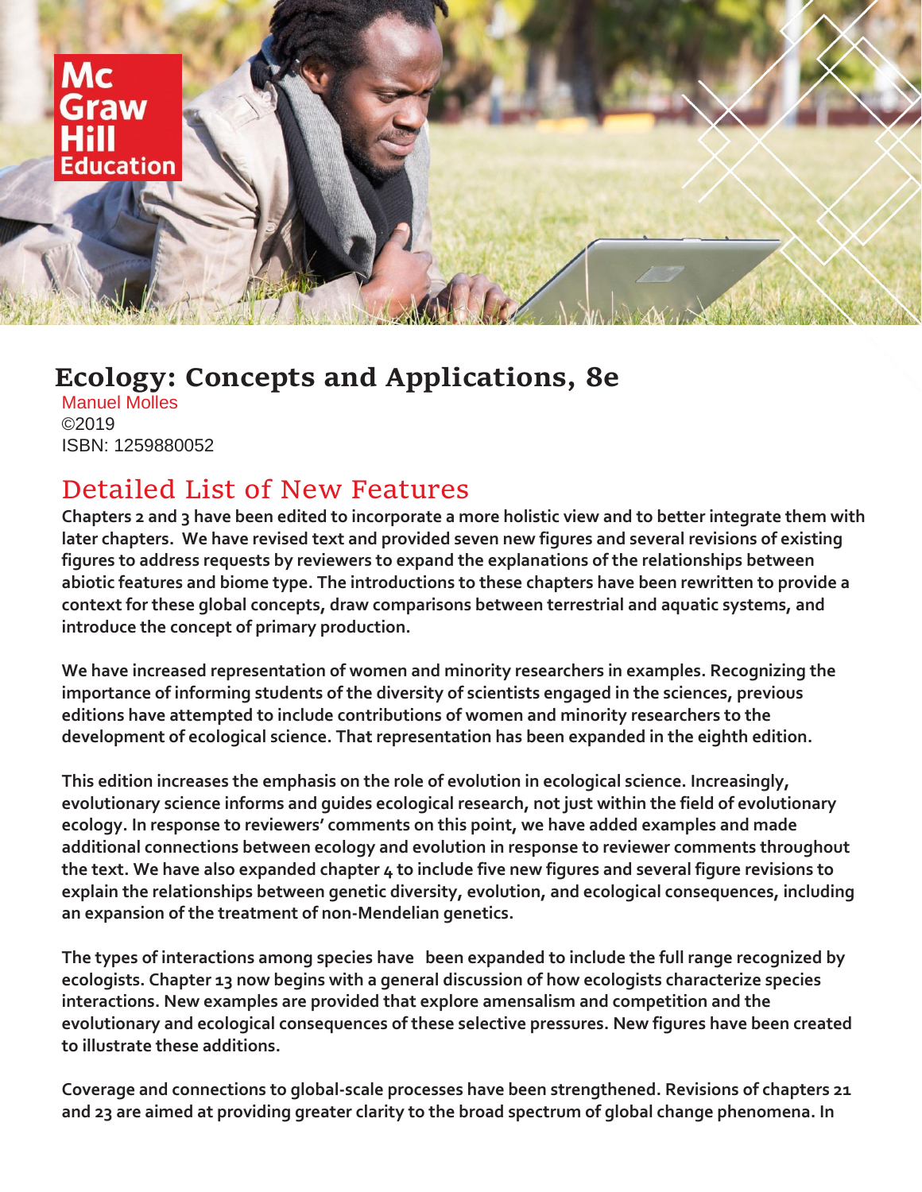# Ecology: Concepts and Applications, 8e

Manuel Molles
©2019
ISBN: 1259880052

## Detailed List of New Features

**Chapters 2 and 3 have been edited to incorporate a more holistic view and to better integrate them with later chapters. We have revised text and provided seven new figures and several revisions of existing figures to address requests by reviewers to expand the explanations of the relationships between abiotic features and biome type. The introductions to these chapters have been rewritten to provide a context for these global concepts, draw comparisons between terrestrial and aquatic systems, and introduce the concept of primary production.**

**We have increased representation of women and minority researchers in examples. Recognizing the importance of informing students of the diversity of scientists engaged in the sciences, previous editions have attempted to include contributions of women and minority researchers to the development of ecological science. That representation has been expanded in the eighth edition.**

**This edition increases the emphasis on the role of evolution in ecological science. Increasingly, evolutionary science informs and guides ecological research, not just within the field of evolutionary ecology. In response to reviewers' comments on this point, we have added examples and made additional connections between ecology and evolution in response to reviewer comments throughout the text. We have also expanded chapter 4 to include five new figures and several figure revisions to explain the relationships between genetic diversity, evolution, and ecological consequences, including an expansion of the treatment of non-Mendelian genetics.**

**The types of interactions among species have been expanded to include the full range recognized by ecologists. Chapter 13 now begins with a general discussion of how ecologists characterize species interactions. New examples are provided that explore amensalism and competition and the evolutionary and ecological consequences of these selective pressures. New figures have been created to illustrate these additions.**

**Coverage and connections to global-scale processes have been strengthened. Revisions of chapters 21 and 23 are aimed at providing greater clarity to the broad spectrum of global change phenomena. In**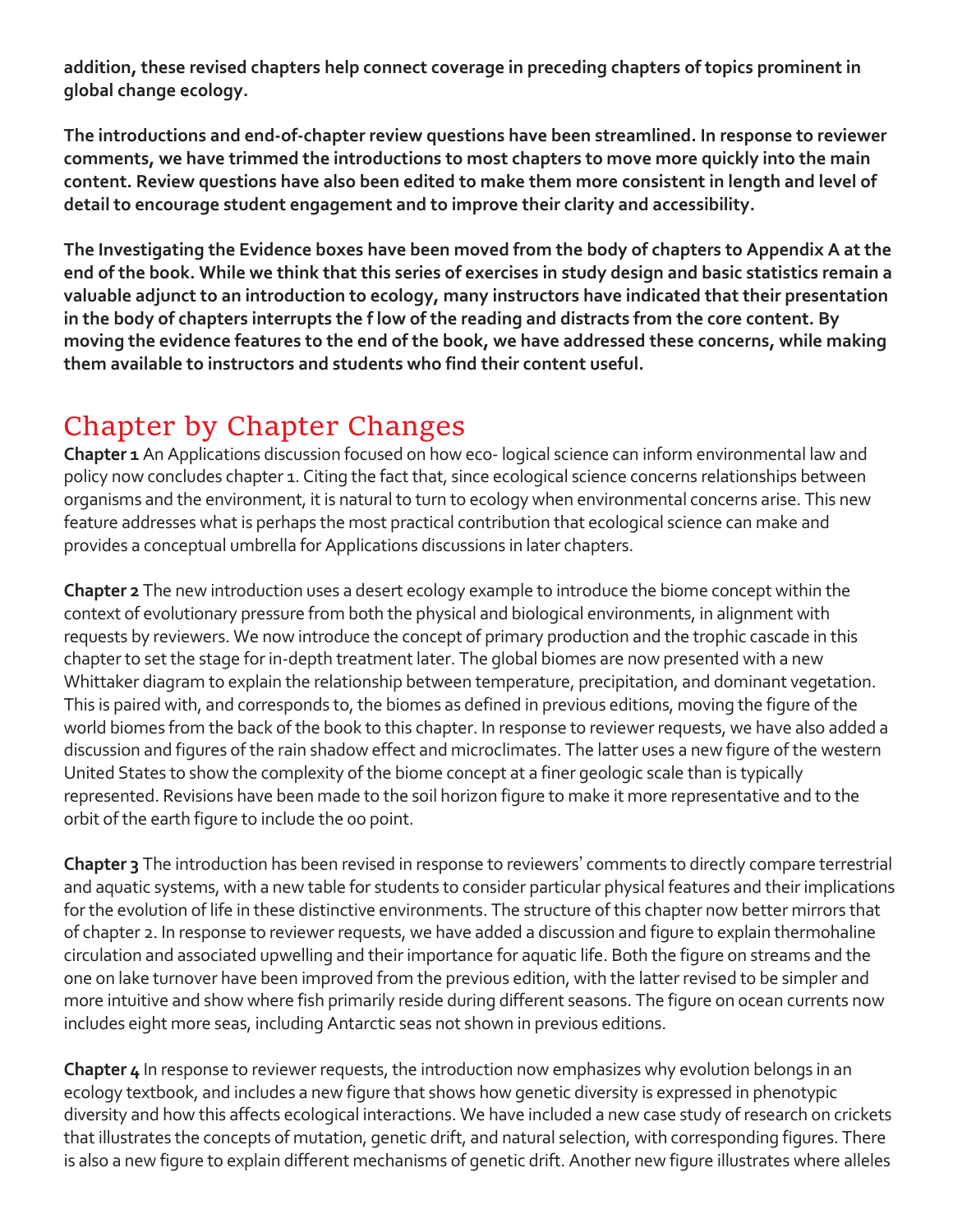**addition, these revised chapters help connect coverage in preceding chapters of topics prominent in global change ecology.**

**The introductions and end-of-chapter review questions have been streamlined. In response to reviewer comments, we have trimmed the introductions to most chapters to move more quickly into the main content. Review questions have also been edited to make them more consistent in length and level of detail to encourage student engagement and to improve their clarity and accessibility.**

**The Investigating the Evidence boxes have been moved from the body of chapters to Appendix A at the end of the book. While we think that this series of exercises in study design and basic statistics remain a valuable adjunct to an introduction to ecology, many instructors have indicated that their presentation in the body of chapters interrupts the f low of the reading and distracts from the core content. By moving the evidence features to the end of the book, we have addressed these concerns, while making them available to instructors and students who find their content useful.**

## Chapter by Chapter Changes

**Chapter 1** An Applications discussion focused on how eco- logical science can inform environmental law and policy now concludes chapter 1. Citing the fact that, since ecological science concerns relationships between organisms and the environment, it is natural to turn to ecology when environmental concerns arise. This new feature addresses what is perhaps the most practical contribution that ecological science can make and provides a conceptual umbrella for Applications discussions in later chapters.

**Chapter 2** The new introduction uses a desert ecology example to introduce the biome concept within the context of evolutionary pressure from both the physical and biological environments, in alignment with requests by reviewers. We now introduce the concept of primary production and the trophic cascade in this chapter to set the stage for in-depth treatment later. The global biomes are now presented with a new Whittaker diagram to explain the relationship between temperature, precipitation, and dominant vegetation. This is paired with, and corresponds to, the biomes as defined in previous editions, moving the figure of the world biomes from the back of the book to this chapter. In response to reviewer requests, we have also added a discussion and figures of the rain shadow effect and microclimates. The latter uses a new figure of the western United States to show the complexity of the biome concept at a finer geologic scale than is typically represented. Revisions have been made to the soil horizon figure to make it more representative and to the orbit of the earth figure to include the 0o point.

**Chapter 3** The introduction has been revised in response to reviewers' comments to directly compare terrestrial and aquatic systems, with a new table for students to consider particular physical features and their implications for the evolution of life in these distinctive environments. The structure of this chapter now better mirrors that of chapter 2. In response to reviewer requests, we have added a discussion and figure to explain thermohaline circulation and associated upwelling and their importance for aquatic life. Both the figure on streams and the one on lake turnover have been improved from the previous edition, with the latter revised to be simpler and more intuitive and show where fish primarily reside during different seasons. The figure on ocean currents now includes eight more seas, including Antarctic seas not shown in previous editions.

**Chapter 4** In response to reviewer requests, the introduction now emphasizes why evolution belongs in an ecology textbook, and includes a new figure that shows how genetic diversity is expressed in phenotypic diversity and how this affects ecological interactions. We have included a new case study of research on crickets that illustrates the concepts of mutation, genetic drift, and natural selection, with corresponding figures. There is also a new figure to explain different mechanisms of genetic drift. Another new figure illustrates where alleles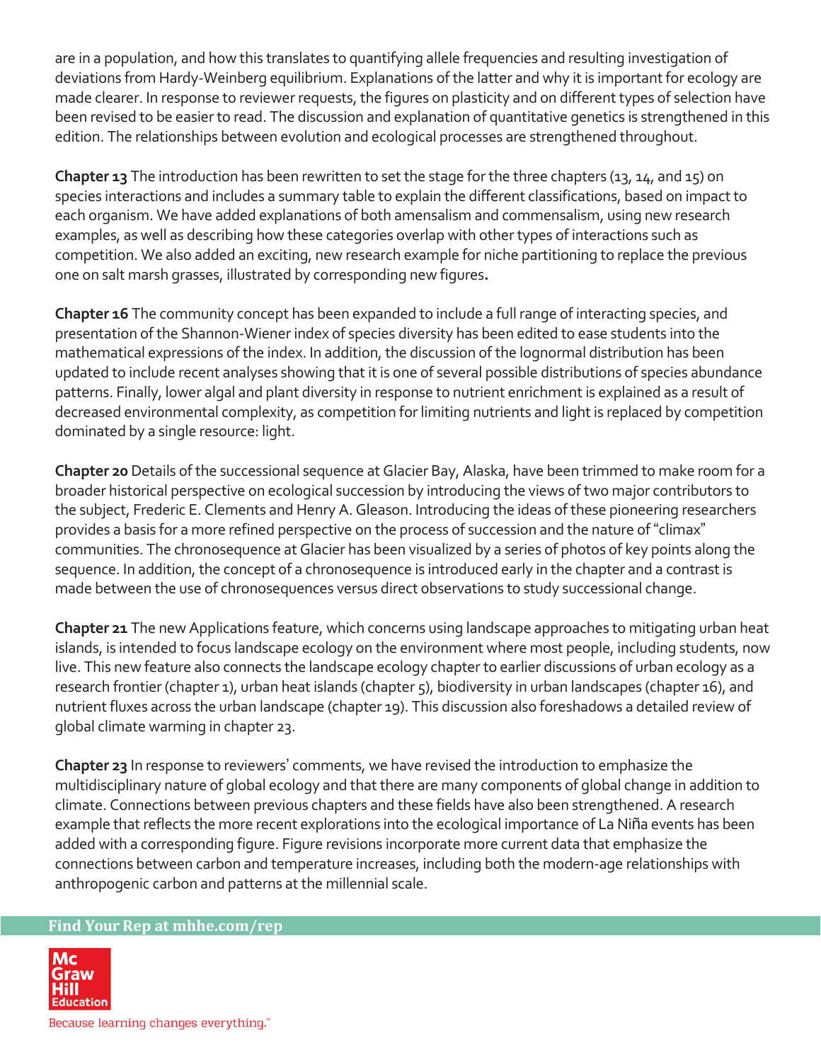are in a population, and how this translates to quantifying allele frequencies and resulting investigation of deviations from Hardy-Weinberg equilibrium. Explanations of the latter and why it is important for ecology are made clearer. In response to reviewer requests, the figures on plasticity and on different types of selection have been revised to be easier to read. The discussion and explanation of quantitative genetics is strengthened in this edition. The relationships between evolution and ecological processes are strengthened throughout.

**Chapter 13** The introduction has been rewritten to set the stage for the three chapters (13, 14, and 15) on species interactions and includes a summary table to explain the different classifications, based on impact to each organism. We have added explanations of both amensalism and commensalism, using new research examples, as well as describing how these categories overlap with other types of interactions such as competition. We also added an exciting, new research example for niche partitioning to replace the previous one on salt marsh grasses, illustrated by corresponding new figures.

**Chapter 16** The community concept has been expanded to include a full range of interacting species, and presentation of the Shannon-Wiener index of species diversity has been edited to ease students into the mathematical expressions of the index. In addition, the discussion of the lognormal distribution has been updated to include recent analyses showing that it is one of several possible distributions of species abundance patterns. Finally, lower algal and plant diversity in response to nutrient enrichment is explained as a result of decreased environmental complexity, as competition for limiting nutrients and light is replaced by competition dominated by a single resource: light.

**Chapter 20** Details of the successional sequence at Glacier Bay, Alaska, have been trimmed to make room for a broader historical perspective on ecological succession by introducing the views of two major contributors to the subject, Frederic E. Clements and Henry A. Gleason. Introducing the ideas of these pioneering researchers provides a basis for a more refined perspective on the process of succession and the nature of "climax" communities. The chronosequence at Glacier has been visualized by a series of photos of key points along the sequence. In addition, the concept of a chronosequence is introduced early in the chapter and a contrast is made between the use of chronosequences versus direct observations to study successional change.

**Chapter 21** The new Applications feature, which concerns using landscape approaches to mitigating urban heat islands, is intended to focus landscape ecology on the environment where most people, including students, now live. This new feature also connects the landscape ecology chapter to earlier discussions of urban ecology as a research frontier (chapter 1), urban heat islands (chapter 5), biodiversity in urban landscapes (chapter 16), and nutrient fluxes across the urban landscape (chapter 19). This discussion also foreshadows a detailed review of global climate warming in chapter 23.

**Chapter 23** In response to reviewers' comments, we have revised the introduction to emphasize the multidisciplinary nature of global ecology and that there are many components of global change in addition to climate. Connections between previous chapters and these fields have also been strengthened. A research example that reflects the more recent explorations into the ecological importance of La Niña events has been added with a corresponding figure. Figure revisions incorporate more current data that emphasize the connections between carbon and temperature increases, including both the modern-age relationships with anthropogenic carbon and patterns at the millennial scale.

**Find Your Rep at mhhe.com/rep**

Mc Graw Hill Education

Because learning changes everything.™